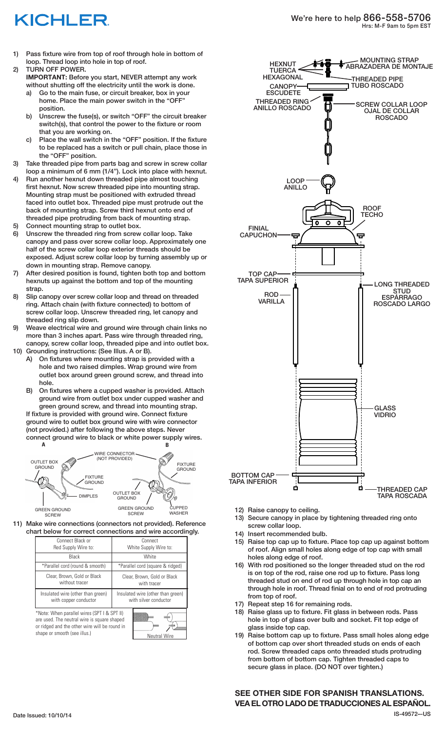# KICHLER

We're here to help 866-558-5706
Hrs: M-F 9am to 5pm EST

1) Pass fixture wire from top of roof through hole in bottom of loop. Thread loop into hole in top of roof.
2) TURN OFF POWER.
   **IMPORTANT:** Before you start, NEVER attempt any work without shutting off the electricity until the work is done.
   a) Go to the main fuse, or circuit breaker, box in your home. Place the main power switch in the "OFF" position.
   b) Unscrew the fuse(s), or switch "OFF" the circuit breaker switch(s), that control the power to the fixture or room that you are working on.
   c) Place the wall switch in the "OFF" position. If the fixture to be replaced has a switch or pull chain, place those in the "OFF" position.
3) Take threaded pipe from parts bag and screw in screw collar loop a minimum of 6 mm (1/4"). Lock into place with hexnut.
4) Run another hexnut down threaded pipe almost touching first hexnut. Now screw threaded pipe into mounting strap. Mounting strap must be positioned with extruded thread faced into outlet box. Threaded pipe must protrude out the back of mounting strap. Screw third hexnut onto end of threaded pipe protruding from back of mounting strap.
5) Connect mounting strap to outlet box.
6) Unscrew the threaded ring from screw collar loop. Take canopy and pass over screw collar loop. Approximately one half of the screw collar loop exterior threads should be exposed. Adjust screw collar loop by turning assembly up or down in mounting strap. Remove canopy.
7) After desired position is found, tighten both top and bottom hexnuts up against the bottom and top of the mounting strap.
8) Slip canopy over screw collar loop and thread on threaded ring. Attach chain (with fixture connected) to bottom of screw collar loop. Unscrew threaded ring, let canopy and threaded ring slip down.
9) Weave electrical and ground wire through chain links no more than 3 inches apart. Pass wire through threaded ring, canopy, screw collar loop, threaded pipe and into outlet box.
10) Grounding instructions: (See Illus. A or B).
   A) On fixtures where mounting strap is provided with a hole and two raised dimples. Wrap ground wire from outlet box around green ground screw, and thread into hole.
   B) On fixtures where a cupped washer is provided. Attach ground wire from outlet box under cupped washer and green ground screw, and thread into mounting strap.

   If fixture is provided with ground wire. Connect fixture ground wire to outlet box ground wire with wire connector (not provided.) after following the above steps. Never connect ground wire to black or white power supply wires.

A
B
WIRE CONNECTOR (NOT PROVIDED)
OUTLET BOX GROUND
FIXTURE GROUND
FIXTURE GROUND
DIMPLES
OUTLET BOX GROUND
GREEN GROUND SCREW
GREEN GROUND SCREW
CUPPED WASHER

11) Make wire connections (connectors not provided). Reference chart below for correct connections and wire accordingly.

| Connect Black or Red Supply Wire to: | Connect White Supply Wire to: |
|---|---|
| Black | White |
| *Parallel cord (round & smooth) | *Parallel cord (square & ridged) |
| Clear, Brown, Gold or Black without tracer | Clear, Brown, Gold or Black with tracer |
| Insulated wire (other than green) with copper conductor | Insulated wire (other than green) with silver conductor |

*Note: When parallel wires (SPT I & SPT II) are used. The neutral wire is square shaped or ridged and the other wire will be round in shape or smooth (see illus.)

Neutral Wire

HEXNUT / TUERCA HEXAGONAL
MOUNTING STRAP / ABRAZADERA DE MONTAJE
THREADED PIPE / TUBO ROSCADO
CANOPY / ESCUDETE
THREADED RING / ANILLO ROSCADO
SCREW COLLAR LOOP / OJAL DE COLLAR ROSCADO
LOOP / ANILLO
ROOF / TECHO
FINIAL / CAPUCHON
TOP CAP / TAPA SUPERIOR
ROD / VARILLA
LONG THREADED STUD / ESPÁRRAGO ROSCADO LARGO
GLASS / VIDRIO
BOTTOM CAP / TAPA INFERIOR
THREADED CAP / TAPA ROSCADA

12) Raise canopy to ceiling.
13) Secure canopy in place by tightening threaded ring onto screw collar loop.
14) Insert recommended bulb.
15) Raise top cap up to fixture. Place top cap up against bottom of roof. Align small holes along edge of top cap with small holes along edge of roof.
16) With rod positioned so the longer threaded stud on the rod is on top of the rod, raise one rod up to fixture. Pass long threaded stud on end of rod up through hole in top cap an through hole in roof. Thread finial on to end of rod protruding from top of roof.
17) Repeat step 16 for remaining rods.
18) Raise glass up to fixture. Fit glass in between rods. Pass hole in top of glass over bulb and socket. Fit top edge of glass inside top cap.
19) Raise bottom cap up to fixture. Pass small holes along edge of bottom cap over short threaded studs on ends of each rod. Screw threaded caps onto threaded studs protruding from bottom of bottom cap. Tighten threaded caps to secure glass in place. (DO NOT over tighten.)

**SEE OTHER SIDE FOR SPANISH TRANSLATIONS.**
**VEA EL OTRO LADO DE TRADUCCIONES AL ESPAÑOL.**

Date Issued: 10/10/14

IS-49572—US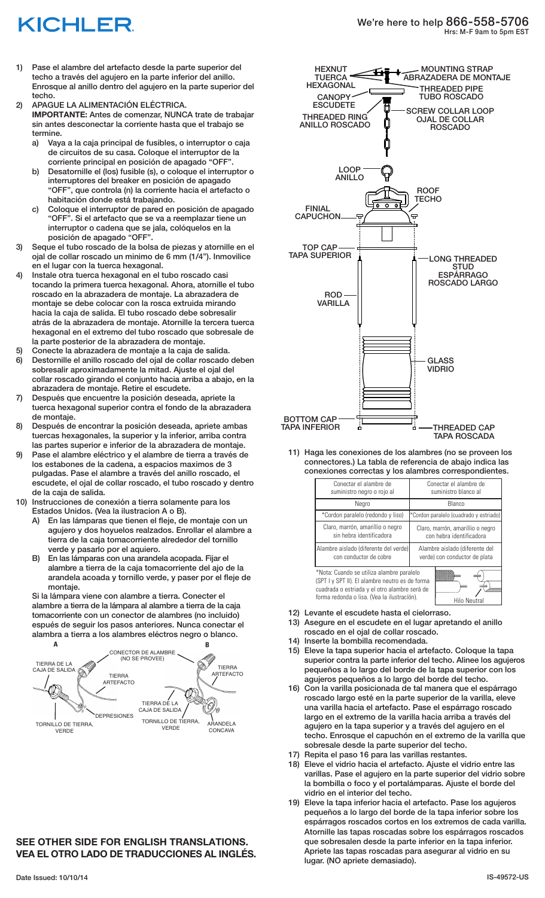# KICHLER

We're here to help 866-558-5706
Hrs: M-F 9am to 5pm EST

1) Pase el alambre del artefacto desde la parte superior del techo a través del agujero en la parte inferior del anillo. Enrosque al anillo dentro del agujero en la parte superior del techo.
2) APAGUE LA ALIMENTACIÓN ELÉCTRICA.
   **IMPORTANTE:** Antes de comenzar, NUNCA trate de trabajar sin antes desconectar la corriente hasta que el trabajo se termine.
   a) Vaya a la caja principal de fusibles, o interruptor o caja de circuitos de su casa. Coloque el interruptor de la corriente principal en posición de apagado "OFF".
   b) Desatornille el (los) fusible (s), o coloque el interruptor o interruptores del breaker en posición de apagado "OFF", que controla (n) la corriente hacia el artefacto o habitación donde está trabajando.
   c) Coloque el interruptor de pared en posición de apagado "OFF". Si el artefacto que se va a reemplazar tiene un interruptor o cadena que se jala, colóquelos en la posición de apagado "OFF".
3) Seque el tubo roscado de la bolsa de piezas y atornille en el ojal de collar roscado un minimo de 6 mm (1/4"). Inmovilice en el lugar con la tuerca hexagonal.
4) Instale otra tuerca hexagonal en el tubo roscado casi tocando la primera tuerca hexagonal. Ahora, atornille el tubo roscado en la abrazadera de montaje. La abrazadera de montaje se debe colocar con la rosca extruida mirando hacia la caja de salida. El tubo roscado debe sobresalir atrás de la abrazadera de montaje. Atornille la tercera tuerca hexagonal en el extremo del tubo roscado que sobresale de la parte posterior de la abrazadera de montaje.
5) Conecte la abrazadera de montaje a la caja de salida.
6) Destornille el anillo roscado del ojal de collar roscado deben sobresalir approximadamente la mitad. Ajuste el ojal del collar roscado girando el conjunto hacia arriba a abajo, en la abrazadera de montaje. Retire el escudete.
7) Después que encuentre la posición deseada, apriete la tuerca hexagonal superior contra el fondo de la abrazadera de montaje.
8) Después de encontrar la posición deseada, apriete ambas tuercas hexagonales, la superior y la inferior, arriba contra las partes superior e inferior de la abrazadera de montaje.
9) Pase el alambre eléctrico y el alambre de tierra a través de los estabones de la cadena, a espacios maximos de 3 pulgadas. Pase el alambre a través del anillo roscado, el escudete, el ojal de collar roscado, el tubo roscado y dentro de la caja de salida.
10) Instrucciones de conexión a tierra solamente para los Estados Unidos. (Vea la ilustracion A o B).
    A) En las lámparas que tienen el fleje, de montaje con un agujero y dos hoyuelos realzados. Enrollar el alambre a tierra de la caja tomacorriente alrededor del tornillo verde y pasarlo por el aquiero.
    B) En las lámparas con una arandela acopada. Fijar el alambre a tierra de la caja tomacorriente del ajo de la arandela acoada y tornillo verde, y paser por el fleje de montaje.

    Si la lámpara viene con alambre a tierra. Conecter el alambre a tierra de la lámpara al alambre a tierra de la caja tomacorriente con un conector de alambres (no incluido) espués de seguir los pasos anteriores. Nunca conectar el alambra a tierra a los alambres eléctros negro o blanco.

A
CONECTOR DE ALAMBRE (NO SE PROVEE)
TIERRA DE LA CAJA DE SALIDA
TIERRA ARTEFACTO
DEPRESIONES
TORNILLO DE TIERRA, VERDE

B
TIERRA ARTEFACTO
TIERRA DE LA CAJA DE SALIDA
TORNILLO DE TIERRA, VERDE
ARANDELA CONCAVA

**SEE OTHER SIDE FOR ENGLISH TRANSLATIONS.**
**VEA EL OTRO LADO DE TRADUCCIONES AL INGLÉS.**

HEXNUT
TUERCA HEXAGONAL
MOUNTING STRAP
ABRAZADERA DE MONTAJE
THREADED PIPE
TUBO ROSCADO
CANOPY
ESCUDETE
SCREW COLLAR LOOP
OJAL DE COLLAR ROSCADO
THREADED RING
ANILLO ROSCADO
LOOP
ANILLO
ROOF
TECHO
FINIAL
CAPUCHON
TOP CAP
TAPA SUPERIOR
LONG THREADED STUD
ESPÁRRAGO ROSCADO LARGO
ROD
VARILLA
GLASS
VIDRIO
BOTTOM CAP
TAPA INFERIOR
THREADED CAP
TAPA ROSCADA

11) Haga les conexiones de los alambres (no se proveen los connectores.) La tabla de referencia de abajo indica las conexiones correctas y los alambres correspondientes.

| Conectar el alambre de suministro negro o rojo al | Conectar el alambre de suministro blanco al |
|---|---|
| Negro | Blanco |
| *Cordon paralelo (redondo y liso) | *Cordon paralelo (cuadrado y estriado) |
| Claro, marrón, amarillio o negro sin hebra identificadora | Claro, marrón, amarillio o negro con hebra identificadora |
| Alambre aislado (diferente del verde) con conductor de cobre | Alambre aislado (diferente del verde) con conductor de plata |

*Nota: Cuando se utiliza alambre paralelo (SPT I y SPT II). El alambre neutro es de forma cuadrada o estriada y el otro alambre será de forma redonda o lisa. (Vea la ilustración).

Hilo Neutral

12) Levante el escudete hasta el cielorraso.
13) Asegure en el escudete en el lugar apretando el anillo roscado en el ojal de collar roscado.
14) Inserte la bombilla recomendada.
15) Eleve la tapa superior hacia el artefacto. Coloque la tapa superior contra la parte inferior del techo. Alinee los agujeros pequeños a lo largo del borde de la tapa superior con los agujeros pequeños a lo largo del borde del techo.
16) Con la varilla posicionada de tal manera que el espárrago roscado largo esté en la parte superior de la varilla, eleve una varilla hacia el artefacto. Pase el espárrago roscado largo en el extremo de la varilla hacia arriba a través del agujero en la tapa superior y a través del agujero en el techo. Enrosque el capuchón en el extremo de la varilla que sobresale desde la parte superior del techo.
17) Repita el paso 16 para las varillas restantes.
18) Eleve el vidrio hacia el artefacto. Ajuste el vidrio entre las varillas. Pase el agujero en la parte superior del vidrio sobre la bombilla o foco y el portalámparas. Ajuste el borde del vidrio en el interior del techo.
19) Eleve la tapa inferior hacia el artefacto. Pase los agujeros pequeños a lo largo del borde de la tapa inferior sobre los espárragos roscados cortos en los extremos de cada varilla. Atornille las tapas roscadas sobre los espárragos roscados que sobresalen desde la parte inferior en la tapa inferior. Apriete las tapas roscadas para asegurar al vidrio en su lugar. (NO apriete demasiado).

Date Issued: 10/10/14

IS-49572-US